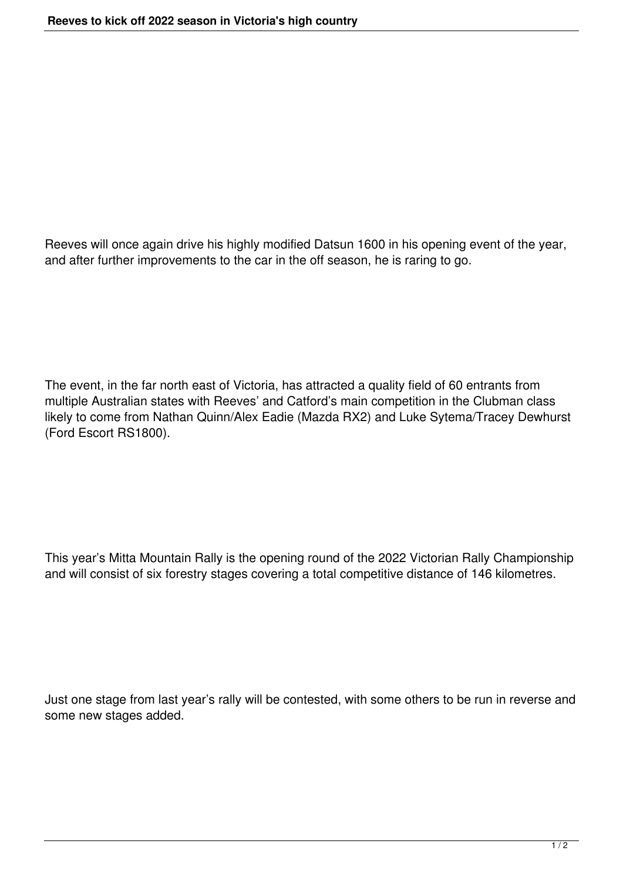Reeves will once again drive his highly modified Datsun 1600 in his opening event of the year, and after further improvements to the car in the off season, he is raring to go.

The event, in the far north east of Victoria, has attracted a quality field of 60 entrants from multiple Australian states with Reeves' and Catford's main competition in the Clubman class likely to come from Nathan Quinn/Alex Eadie (Mazda RX2) and Luke Sytema/Tracey Dewhurst (Ford Escort RS1800).

This year's Mitta Mountain Rally is the opening round of the 2022 Victorian Rally Championship and will consist of six forestry stages covering a total competitive distance of 146 kilometres.

Just one stage from last year's rally will be contested, with some others to be run in reverse and some new stages added.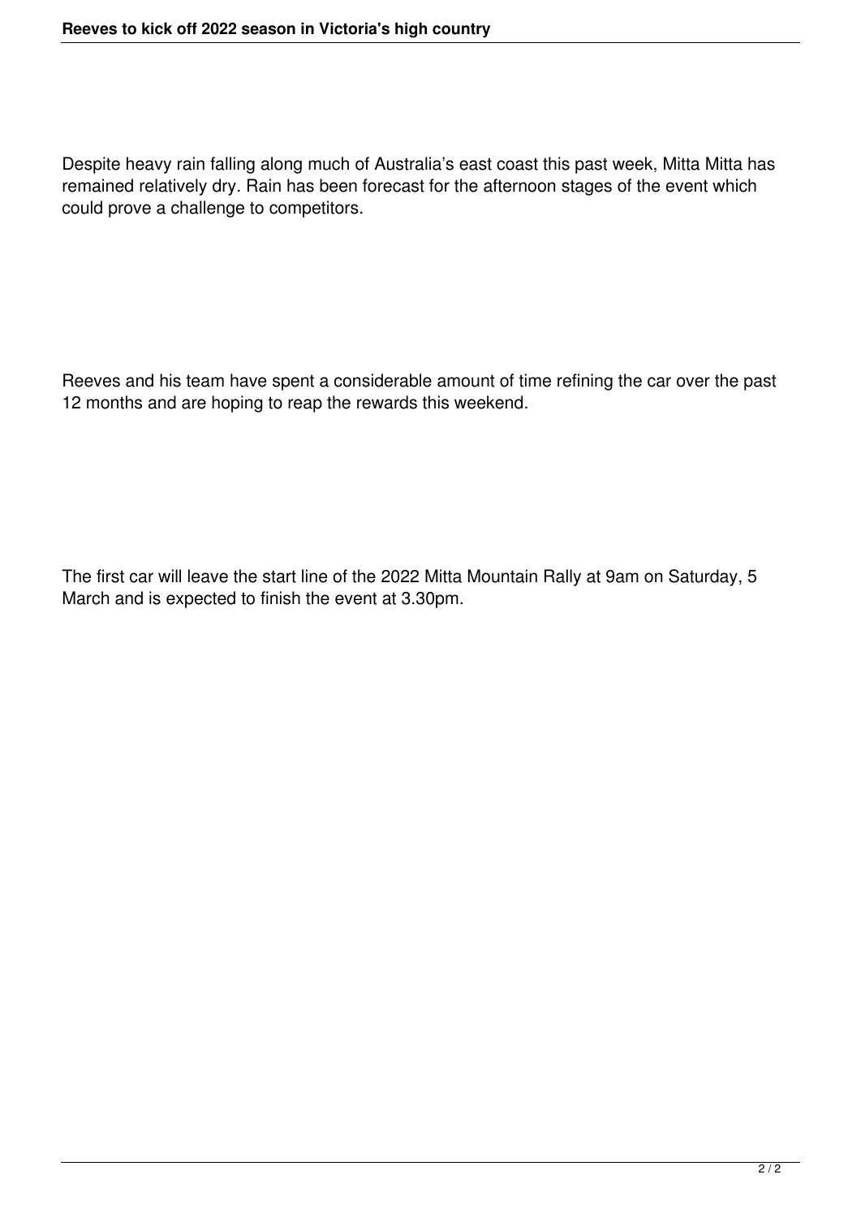Despite heavy rain falling along much of Australia's east coast this past week, Mitta Mitta has remained relatively dry. Rain has been forecast for the afternoon stages of the event which could prove a challenge to competitors.

Reeves and his team have spent a considerable amount of time refining the car over the past 12 months and are hoping to reap the rewards this weekend.

The first car will leave the start line of the 2022 Mitta Mountain Rally at 9am on Saturday, 5 March and is expected to finish the event at 3.30pm.